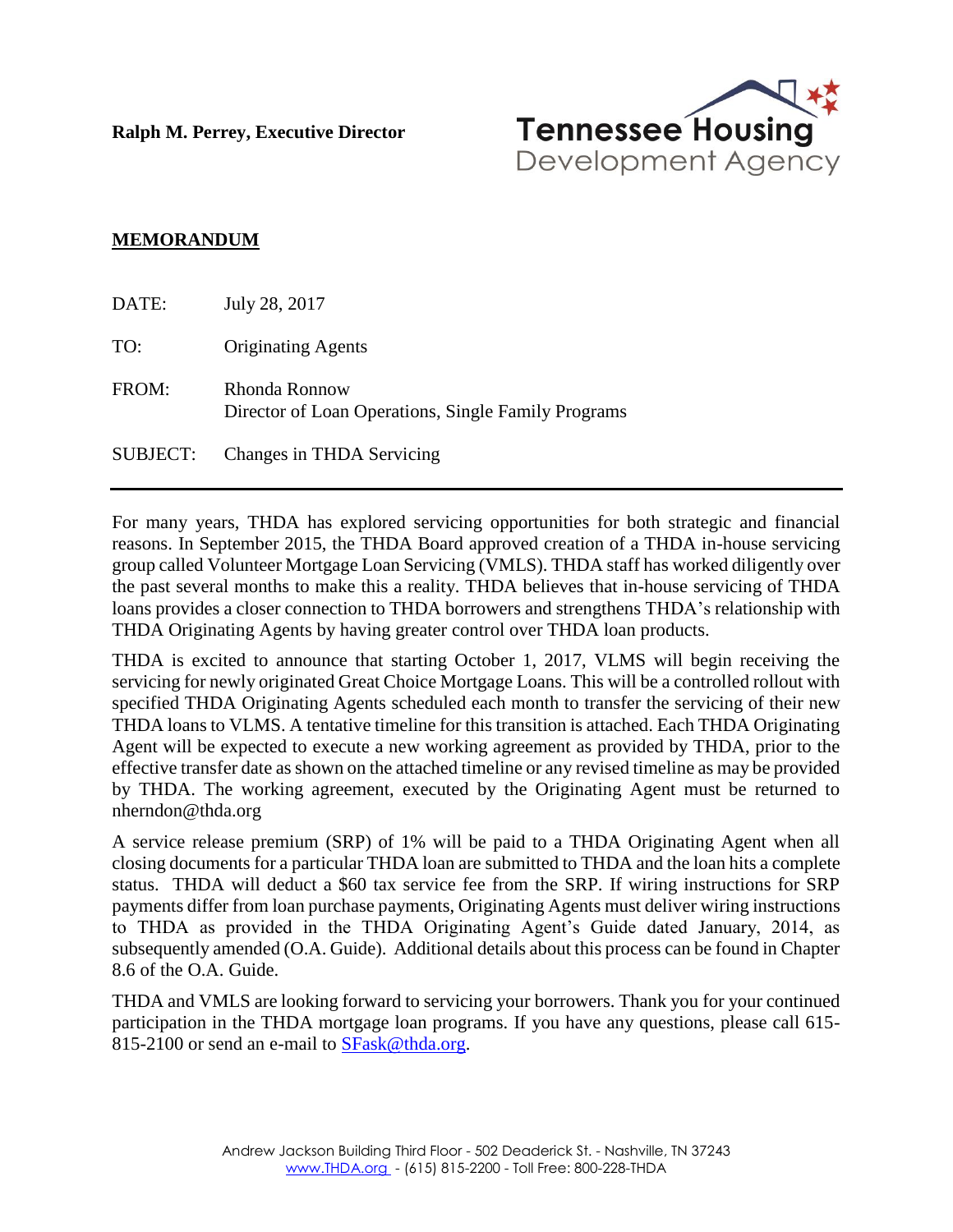**Ralph M. Perrey, Executive Director**

Tennessee Housing
Development Agency

**MEMORANDUM**

DATE: July 28, 2017

TO: Originating Agents

FROM: Rhonda Ronnow
Director of Loan Operations, Single Family Programs

SUBJECT: Changes in THDA Servicing

---

For many years, THDA has explored servicing opportunities for both strategic and financial reasons. In September 2015, the THDA Board approved creation of a THDA in-house servicing group called Volunteer Mortgage Loan Servicing (VMLS). THDA staff has worked diligently over the past several months to make this a reality. THDA believes that in-house servicing of THDA loans provides a closer connection to THDA borrowers and strengthens THDA's relationship with THDA Originating Agents by having greater control over THDA loan products.

THDA is excited to announce that starting October 1, 2017, VLMS will begin receiving the servicing for newly originated Great Choice Mortgage Loans. This will be a controlled rollout with specified THDA Originating Agents scheduled each month to transfer the servicing of their new THDA loans to VMLS. A tentative timeline for this transition is attached. Each THDA Originating Agent will be expected to execute a new working agreement as provided by THDA, prior to the effective transfer date as shown on the attached timeline or any revised timeline as may be provided by THDA. The working agreement, executed by the Originating Agent must be returned to nherndon@thda.org

A service release premium (SRP) of 1% will be paid to a THDA Originating Agent when all closing documents for a particular THDA loan are submitted to THDA and the loan hits a complete status. THDA will deduct a $60 tax service fee from the SRP. If wiring instructions for SRP payments differ from loan purchase payments, Originating Agents must deliver wiring instructions to THDA as provided in the THDA Originating Agent's Guide dated January, 2014, as subsequently amended (O.A. Guide). Additional details about this process can be found in Chapter 8.6 of the O.A. Guide.

THDA and VMLS are looking forward to servicing your borrowers. Thank you for your continued participation in the THDA mortgage loan programs. If you have any questions, please call 615-815-2100 or send an e-mail to SFask@thda.org.

Andrew Jackson Building Third Floor - 502 Deaderick St. - Nashville, TN 37243
www.THDA.org - (615) 815-2200 - Toll Free: 800-228-THDA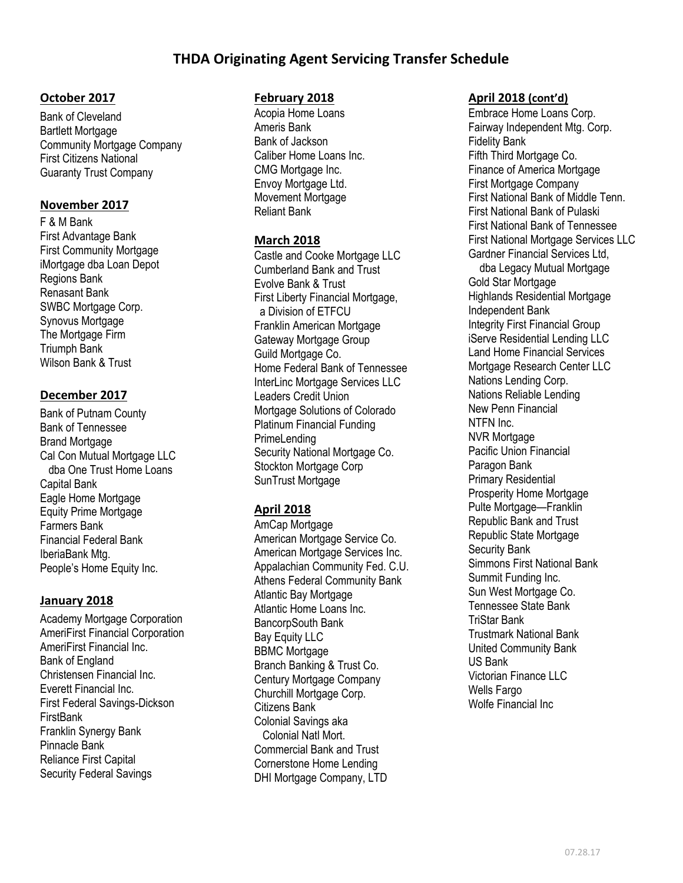# THDA Originating Agent Servicing Transfer Schedule

## October 2017

Bank of Cleveland
Bartlett Mortgage
Community Mortgage Company
First Citizens National
Guaranty Trust Company

## November 2017

F & M Bank
First Advantage Bank
First Community Mortgage
iMortgage dba Loan Depot
Regions Bank
Renasant Bank
SWBC Mortgage Corp.
Synovus Mortgage
The Mortgage Firm
Triumph Bank
Wilson Bank & Trust

## December 2017

Bank of Putnam County
Bank of Tennessee
Brand Mortgage
Cal Con Mutual Mortgage LLC
  dba One Trust Home Loans
Capital Bank
Eagle Home Mortgage
Equity Prime Mortgage
Farmers Bank
Financial Federal Bank
IberiaBank Mtg.
People's Home Equity Inc.

## January 2018

Academy Mortgage Corporation
AmeriFirst Financial Corporation
AmeriFirst Financial Inc.
Bank of England
Christensen Financial Inc.
Everett Financial Inc.
First Federal Savings-Dickson
FirstBank
Franklin Synergy Bank
Pinnacle Bank
Reliance First Capital
Security Federal Savings

## February 2018

Acopia Home Loans
Ameris Bank
Bank of Jackson
Caliber Home Loans Inc.
CMG Mortgage Inc.
Envoy Mortgage Ltd.
Movement Mortgage
Reliant Bank

## March 2018

Castle and Cooke Mortgage LLC
Cumberland Bank and Trust
Evolve Bank & Trust
First Liberty Financial Mortgage,
  a Division of ETFCU
Franklin American Mortgage
Gateway Mortgage Group
Guild Mortgage Co.
Home Federal Bank of Tennessee
InterLinc Mortgage Services LLC
Leaders Credit Union
Mortgage Solutions of Colorado
Platinum Financial Funding
PrimeLending
Security National Mortgage Co.
Stockton Mortgage Corp
SunTrust Mortgage

## April 2018

AmCap Mortgage
American Mortgage Service Co.
American Mortgage Services Inc.
Appalachian Community Fed. C.U.
Athens Federal Community Bank
Atlantic Bay Mortgage
Atlantic Home Loans Inc.
BancorpSouth Bank
Bay Equity LLC
BBMC Mortgage
Branch Banking & Trust Co.
Century Mortgage Company
Churchill Mortgage Corp.
Citizens Bank
Colonial Savings aka
  Colonial Natl Mort.
Commercial Bank and Trust
Cornerstone Home Lending
DHI Mortgage Company, LTD

## April 2018 (cont'd)

Embrace Home Loans Corp.
Fairway Independent Mtg. Corp.
Fidelity Bank
Fifth Third Mortgage Co.
Finance of America Mortgage
First Mortgage Company
First National Bank of Middle Tenn.
First National Bank of Pulaski
First National Bank of Tennessee
First National Mortgage Services LLC
Gardner Financial Services Ltd,
  dba Legacy Mutual Mortgage
Gold Star Mortgage
Highlands Residential Mortgage
Independent Bank
Integrity First Financial Group
iServe Residential Lending LLC
Land Home Financial Services
Mortgage Research Center LLC
Nations Lending Corp.
Nations Reliable Lending
New Penn Financial
NTFN Inc.
NVR Mortgage
Pacific Union Financial
Paragon Bank
Primary Residential
Prosperity Home Mortgage
Pulte Mortgage—Franklin
Republic Bank and Trust
Republic State Mortgage
Security Bank
Simmons First National Bank
Summit Funding Inc.
Sun West Mortgage Co.
Tennessee State Bank
TriStar Bank
Trustmark National Bank
United Community Bank
US Bank
Victorian Finance LLC
Wells Fargo
Wolfe Financial Inc

07.28.17